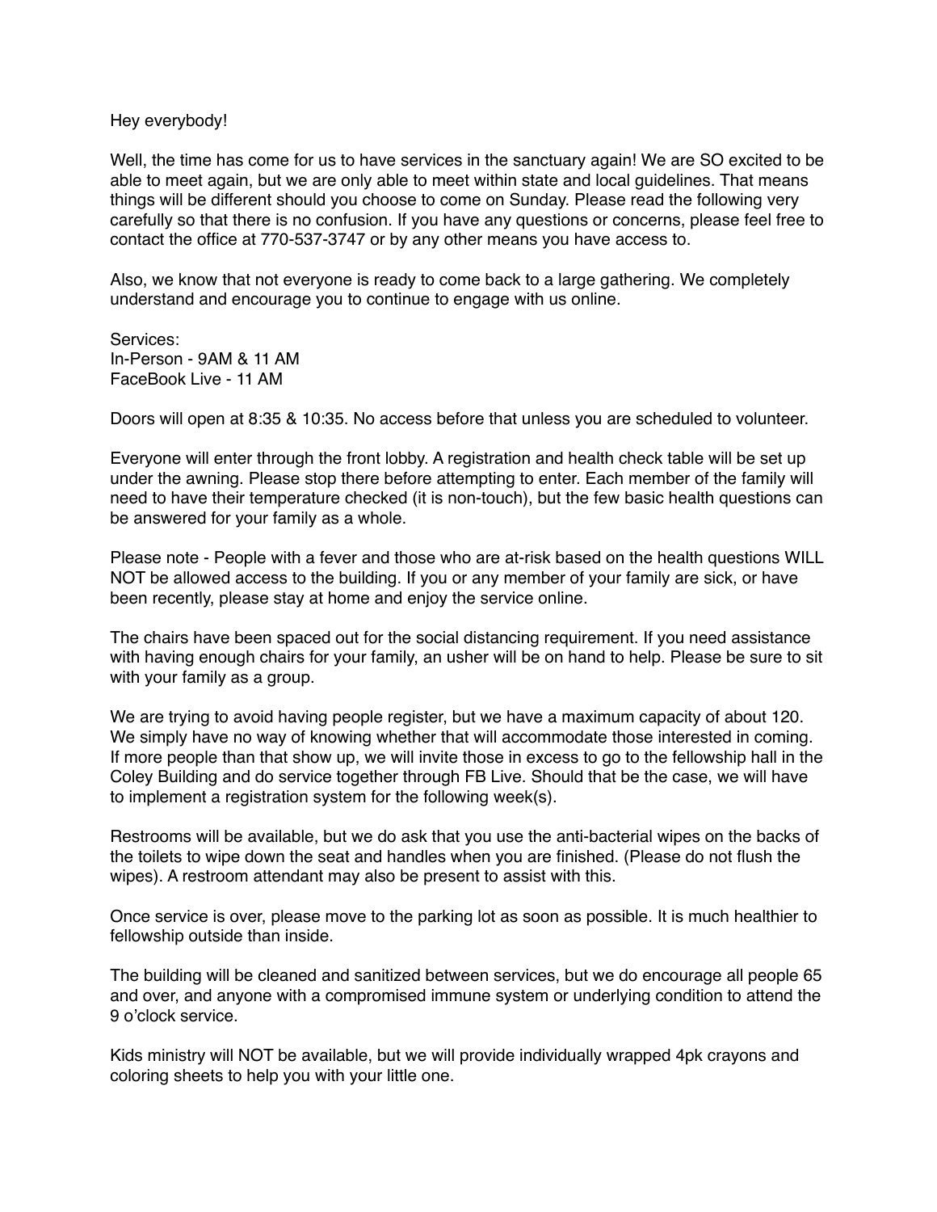Hey everybody!

Well, the time has come for us to have services in the sanctuary again! We are SO excited to be able to meet again, but we are only able to meet within state and local guidelines. That means things will be different should you choose to come on Sunday. Please read the following very carefully so that there is no confusion. If you have any questions or concerns, please feel free to contact the office at 770-537-3747 or by any other means you have access to.

Also, we know that not everyone is ready to come back to a large gathering. We completely understand and encourage you to continue to engage with us online.

Services:
In-Person - 9AM & 11 AM
FaceBook Live - 11 AM

Doors will open at 8:35 & 10:35. No access before that unless you are scheduled to volunteer.

Everyone will enter through the front lobby. A registration and health check table will be set up under the awning. Please stop there before attempting to enter. Each member of the family will need to have their temperature checked (it is non-touch), but the few basic health questions can be answered for your family as a whole.

Please note - People with a fever and those who are at-risk based on the health questions WILL NOT be allowed access to the building. If you or any member of your family are sick, or have been recently, please stay at home and enjoy the service online.

The chairs have been spaced out for the social distancing requirement. If you need assistance with having enough chairs for your family, an usher will be on hand to help. Please be sure to sit with your family as a group.

We are trying to avoid having people register, but we have a maximum capacity of about 120. We simply have no way of knowing whether that will accommodate those interested in coming. If more people than that show up, we will invite those in excess to go to the fellowship hall in the Coley Building and do service together through FB Live. Should that be the case, we will have to implement a registration system for the following week(s).

Restrooms will be available, but we do ask that you use the anti-bacterial wipes on the backs of the toilets to wipe down the seat and handles when you are finished. (Please do not flush the wipes). A restroom attendant may also be present to assist with this.

Once service is over, please move to the parking lot as soon as possible. It is much healthier to fellowship outside than inside.

The building will be cleaned and sanitized between services, but we do encourage all people 65 and over, and anyone with a compromised immune system or underlying condition to attend the 9 o'clock service.

Kids ministry will NOT be available, but we will provide individually wrapped 4pk crayons and coloring sheets to help you with your little one.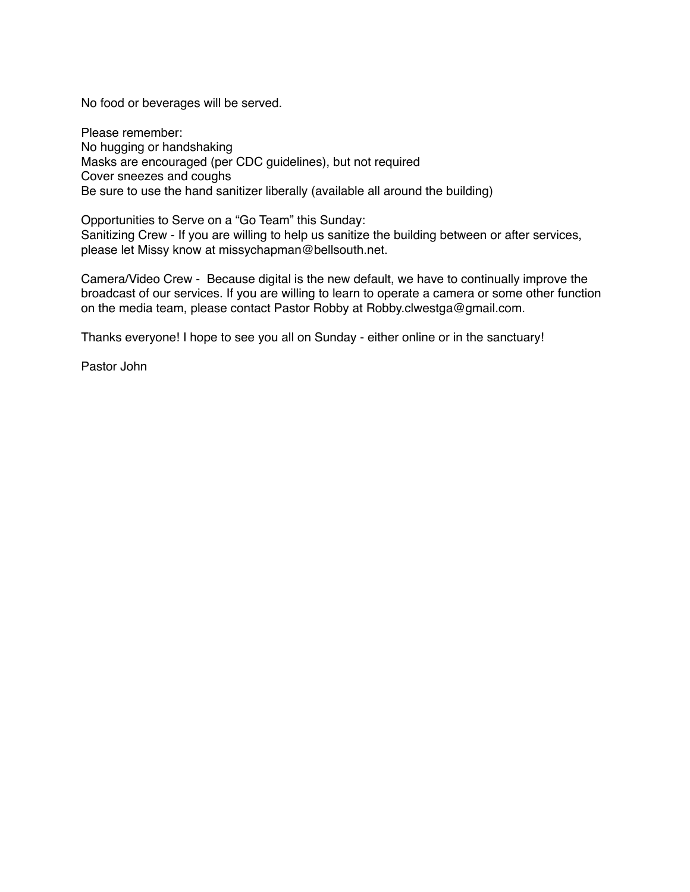No food or beverages will be served.

Please remember:
No hugging or handshaking
Masks are encouraged (per CDC guidelines), but not required
Cover sneezes and coughs
Be sure to use the hand sanitizer liberally (available all around the building)

Opportunities to Serve on a “Go Team” this Sunday:
Sanitizing Crew - If you are willing to help us sanitize the building between or after services, please let Missy know at missychapman@bellsouth.net.

Camera/Video Crew - Because digital is the new default, we have to continually improve the broadcast of our services. If you are willing to learn to operate a camera or some other function on the media team, please contact Pastor Robby at Robby.clwestga@gmail.com.

Thanks everyone! I hope to see you all on Sunday - either online or in the sanctuary!

Pastor John